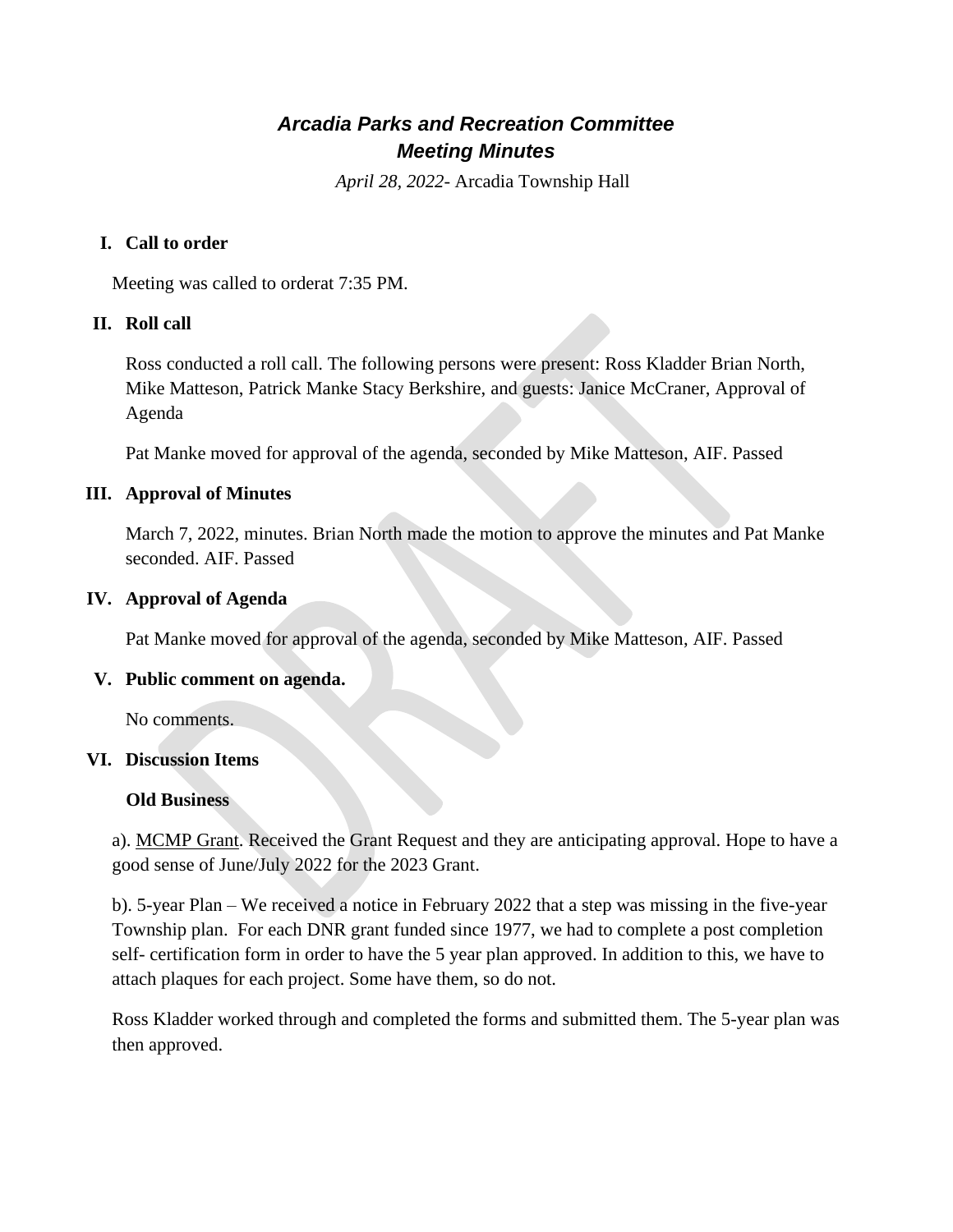# *Arcadia Parks and Recreation Committee*
# *Meeting Minutes*

*April 28, 2022*- Arcadia Township Hall

## I. Call to order

Meeting was called to orderat 7:35 PM.

## II. Roll call

Ross conducted a roll call. The following persons were present: Ross Kladder Brian North, Mike Matteson, Patrick Manke Stacy Berkshire, and guests: Janice McCraner, Approval of Agenda

Pat Manke moved for approval of the agenda, seconded by Mike Matteson, AIF. Passed

## III. Approval of Minutes

March 7, 2022, minutes. Brian North made the motion to approve the minutes and Pat Manke seconded. AIF. Passed

## IV. Approval of Agenda

Pat Manke moved for approval of the agenda, seconded by Mike Matteson, AIF. Passed

## V. Public comment on agenda.

No comments.

## VI. Discussion Items

### Old Business

a). MCMP Grant. Received the Grant Request and they are anticipating approval. Hope to have a good sense of June/July 2022 for the 2023 Grant.

b). 5-year Plan – We received a notice in February 2022 that a step was missing in the five-year Township plan. For each DNR grant funded since 1977, we had to complete a post completion self- certification form in order to have the 5 year plan approved. In addition to this, we have to attach plaques for each project. Some have them, so do not.

Ross Kladder worked through and completed the forms and submitted them. The 5-year plan was then approved.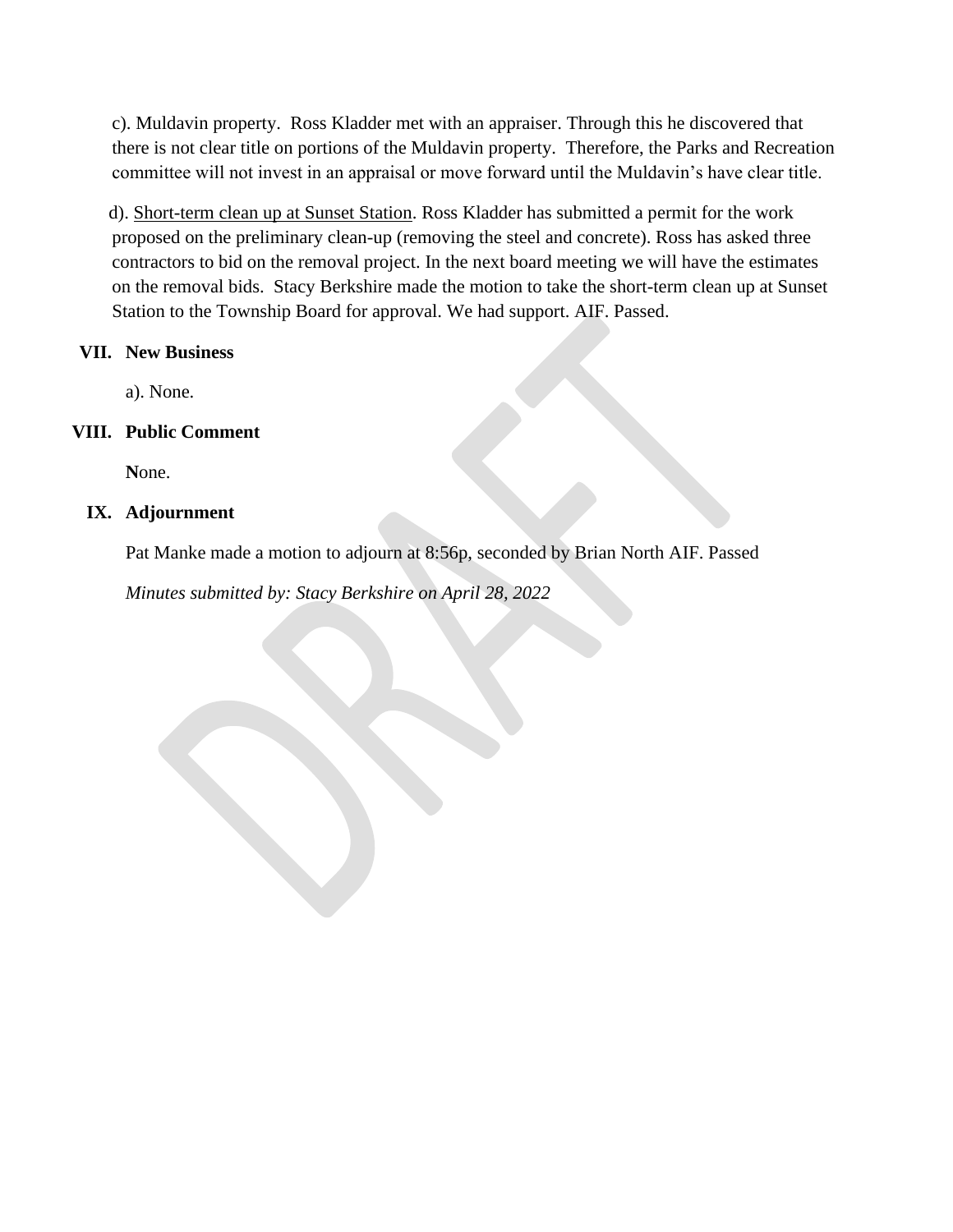c). Muldavin property. Ross Kladder met with an appraiser. Through this he discovered that there is not clear title on portions of the Muldavin property. Therefore, the Parks and Recreation committee will not invest in an appraisal or move forward until the Muldavin's have clear title.

d). Short-term clean up at Sunset Station. Ross Kladder has submitted a permit for the work proposed on the preliminary clean-up (removing the steel and concrete). Ross has asked three contractors to bid on the removal project. In the next board meeting we will have the estimates on the removal bids. Stacy Berkshire made the motion to take the short-term clean up at Sunset Station to the Township Board for approval. We had support. AIF. Passed.

## VII. New Business

a). None.

## VIII. Public Comment

**N**one.

## IX. Adjournment

Pat Manke made a motion to adjourn at 8:56p, seconded by Brian North AIF. Passed

*Minutes submitted by: Stacy Berkshire on April 28, 2022*